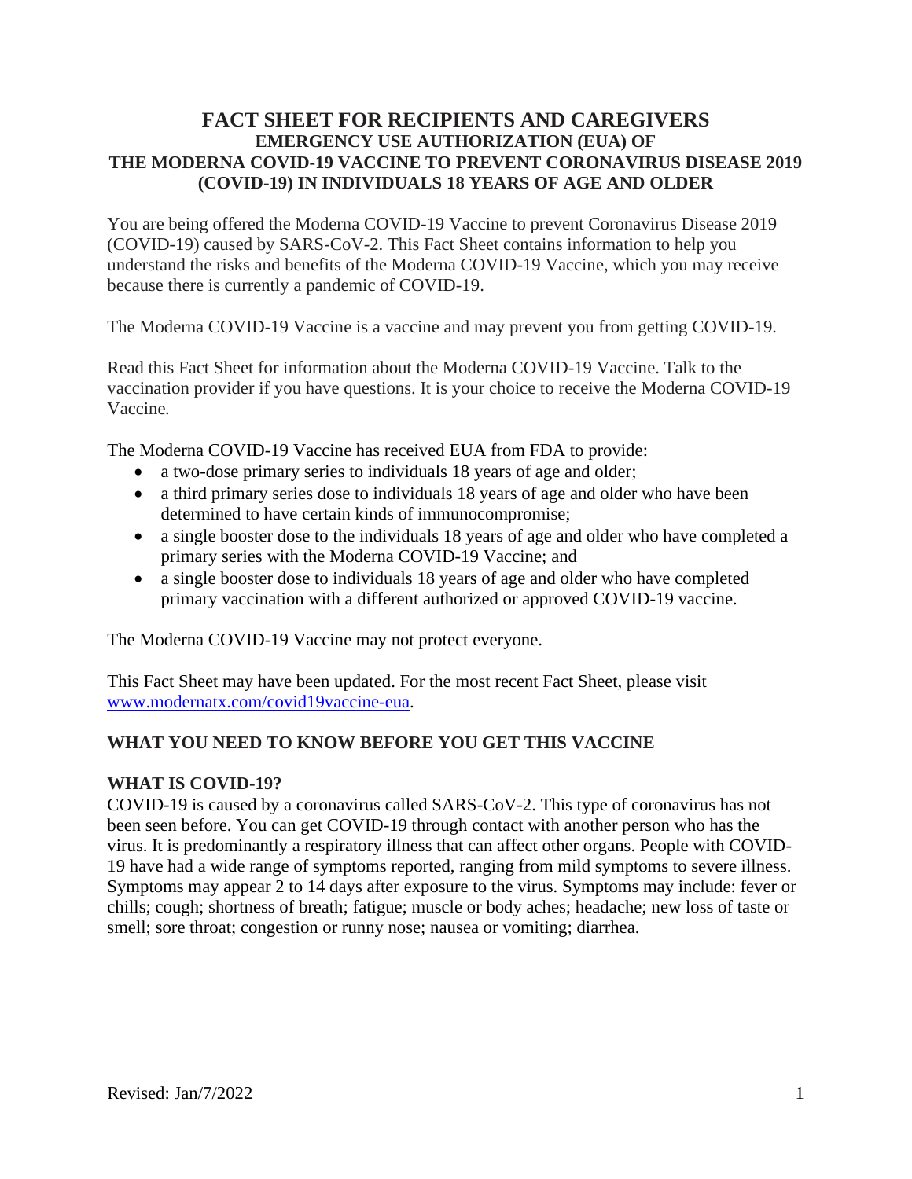# FACT SHEET FOR RECIPIENTS AND CAREGIVERS

## EMERGENCY USE AUTHORIZATION (EUA) OF THE MODERNA COVID-19 VACCINE TO PREVENT CORONAVIRUS DISEASE 2019 (COVID-19) IN INDIVIDUALS 18 YEARS OF AGE AND OLDER

You are being offered the Moderna COVID-19 Vaccine to prevent Coronavirus Disease 2019 (COVID-19) caused by SARS-CoV-2. This Fact Sheet contains information to help you understand the risks and benefits of the Moderna COVID-19 Vaccine, which you may receive because there is currently a pandemic of COVID-19.

The Moderna COVID-19 Vaccine is a vaccine and may prevent you from getting COVID-19.

Read this Fact Sheet for information about the Moderna COVID-19 Vaccine. Talk to the vaccination provider if you have questions. It is your choice to receive the Moderna COVID-19 Vaccine.

The Moderna COVID-19 Vaccine has received EUA from FDA to provide:

- a two-dose primary series to individuals 18 years of age and older;
- a third primary series dose to individuals 18 years of age and older who have been determined to have certain kinds of immunocompromise;
- a single booster dose to the individuals 18 years of age and older who have completed a primary series with the Moderna COVID-19 Vaccine; and
- a single booster dose to individuals 18 years of age and older who have completed primary vaccination with a different authorized or approved COVID-19 vaccine.

The Moderna COVID-19 Vaccine may not protect everyone.

This Fact Sheet may have been updated. For the most recent Fact Sheet, please visit www.modernatx.com/covid19vaccine-eua.

### WHAT YOU NEED TO KNOW BEFORE YOU GET THIS VACCINE

### WHAT IS COVID-19?

COVID-19 is caused by a coronavirus called SARS-CoV-2. This type of coronavirus has not been seen before. You can get COVID-19 through contact with another person who has the virus. It is predominantly a respiratory illness that can affect other organs. People with COVID-19 have had a wide range of symptoms reported, ranging from mild symptoms to severe illness. Symptoms may appear 2 to 14 days after exposure to the virus. Symptoms may include: fever or chills; cough; shortness of breath; fatigue; muscle or body aches; headache; new loss of taste or smell; sore throat; congestion or runny nose; nausea or vomiting; diarrhea.

Revised: Jan/7/2022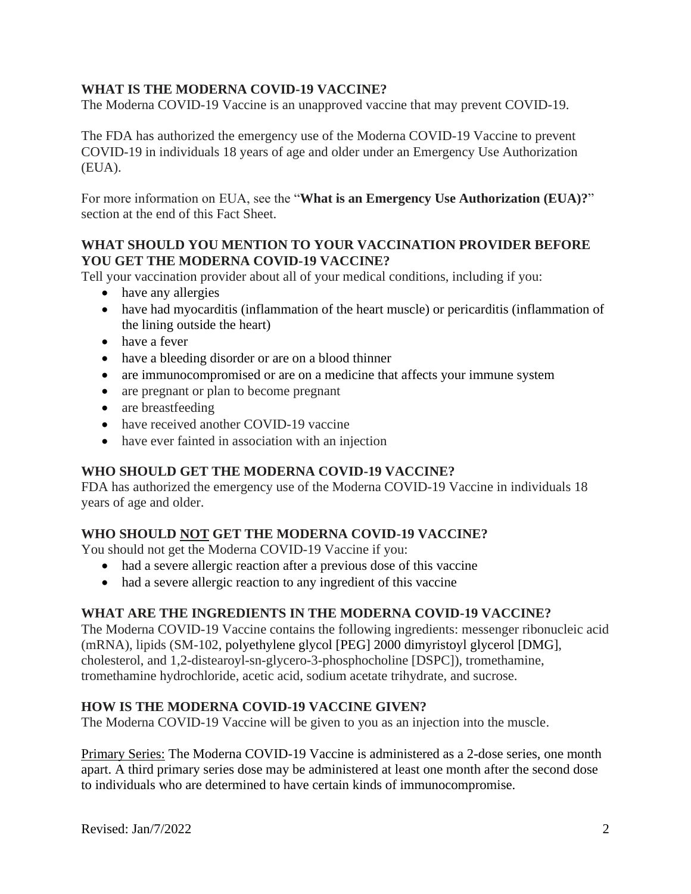## WHAT IS THE MODERNA COVID-19 VACCINE?

The Moderna COVID-19 Vaccine is an unapproved vaccine that may prevent COVID-19.

The FDA has authorized the emergency use of the Moderna COVID-19 Vaccine to prevent COVID-19 in individuals 18 years of age and older under an Emergency Use Authorization (EUA).

For more information on EUA, see the "**What is an Emergency Use Authorization (EUA)?**" section at the end of this Fact Sheet.

## WHAT SHOULD YOU MENTION TO YOUR VACCINATION PROVIDER BEFORE YOU GET THE MODERNA COVID-19 VACCINE?

Tell your vaccination provider about all of your medical conditions, including if you:

- have any allergies
- have had myocarditis (inflammation of the heart muscle) or pericarditis (inflammation of the lining outside the heart)
- have a fever
- have a bleeding disorder or are on a blood thinner
- are immunocompromised or are on a medicine that affects your immune system
- are pregnant or plan to become pregnant
- are breastfeeding
- have received another COVID-19 vaccine
- have ever fainted in association with an injection

## WHO SHOULD GET THE MODERNA COVID-19 VACCINE?

FDA has authorized the emergency use of the Moderna COVID-19 Vaccine in individuals 18 years of age and older.

## WHO SHOULD NOT GET THE MODERNA COVID-19 VACCINE?

You should not get the Moderna COVID-19 Vaccine if you:

- had a severe allergic reaction after a previous dose of this vaccine
- had a severe allergic reaction to any ingredient of this vaccine

## WHAT ARE THE INGREDIENTS IN THE MODERNA COVID-19 VACCINE?

The Moderna COVID-19 Vaccine contains the following ingredients: messenger ribonucleic acid (mRNA), lipids (SM-102, polyethylene glycol [PEG] 2000 dimyristoyl glycerol [DMG], cholesterol, and 1,2-distearoyl-sn-glycero-3-phosphocholine [DSPC]), tromethamine, tromethamine hydrochloride, acetic acid, sodium acetate trihydrate, and sucrose.

## HOW IS THE MODERNA COVID-19 VACCINE GIVEN?

The Moderna COVID-19 Vaccine will be given to you as an injection into the muscle.

Primary Series: The Moderna COVID-19 Vaccine is administered as a 2-dose series, one month apart. A third primary series dose may be administered at least one month after the second dose to individuals who are determined to have certain kinds of immunocompromise.

Revised: Jan/7/2022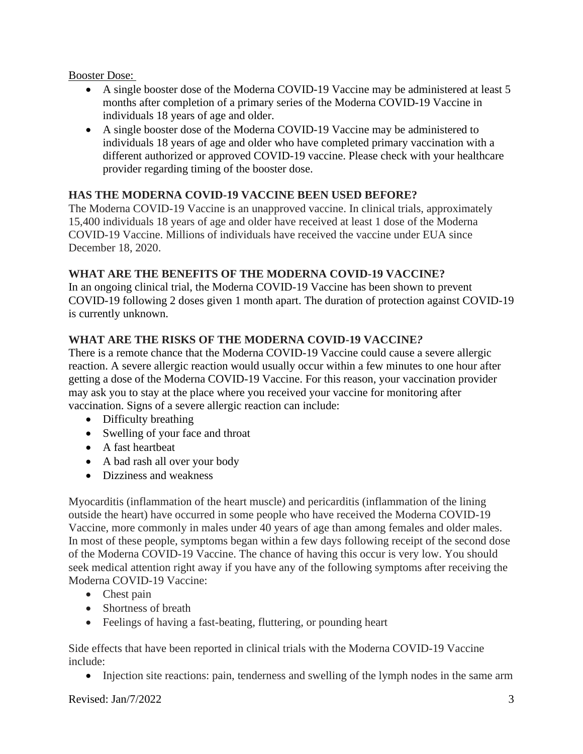Booster Dose:

- A single booster dose of the Moderna COVID-19 Vaccine may be administered at least 5 months after completion of a primary series of the Moderna COVID-19 Vaccine in individuals 18 years of age and older.
- A single booster dose of the Moderna COVID-19 Vaccine may be administered to individuals 18 years of age and older who have completed primary vaccination with a different authorized or approved COVID-19 vaccine. Please check with your healthcare provider regarding timing of the booster dose.

## HAS THE MODERNA COVID-19 VACCINE BEEN USED BEFORE?

The Moderna COVID-19 Vaccine is an unapproved vaccine. In clinical trials, approximately 15,400 individuals 18 years of age and older have received at least 1 dose of the Moderna COVID-19 Vaccine. Millions of individuals have received the vaccine under EUA since December 18, 2020.

## WHAT ARE THE BENEFITS OF THE MODERNA COVID-19 VACCINE?

In an ongoing clinical trial, the Moderna COVID-19 Vaccine has been shown to prevent COVID-19 following 2 doses given 1 month apart. The duration of protection against COVID-19 is currently unknown.

## WHAT ARE THE RISKS OF THE MODERNA COVID-19 VACCINE?

There is a remote chance that the Moderna COVID-19 Vaccine could cause a severe allergic reaction. A severe allergic reaction would usually occur within a few minutes to one hour after getting a dose of the Moderna COVID-19 Vaccine. For this reason, your vaccination provider may ask you to stay at the place where you received your vaccine for monitoring after vaccination. Signs of a severe allergic reaction can include:

- Difficulty breathing
- Swelling of your face and throat
- A fast heartbeat
- A bad rash all over your body
- Dizziness and weakness

Myocarditis (inflammation of the heart muscle) and pericarditis (inflammation of the lining outside the heart) have occurred in some people who have received the Moderna COVID-19 Vaccine, more commonly in males under 40 years of age than among females and older males. In most of these people, symptoms began within a few days following receipt of the second dose of the Moderna COVID-19 Vaccine. The chance of having this occur is very low. You should seek medical attention right away if you have any of the following symptoms after receiving the Moderna COVID-19 Vaccine:

- Chest pain
- Shortness of breath
- Feelings of having a fast-beating, fluttering, or pounding heart

Side effects that have been reported in clinical trials with the Moderna COVID-19 Vaccine include:

- Injection site reactions: pain, tenderness and swelling of the lymph nodes in the same arm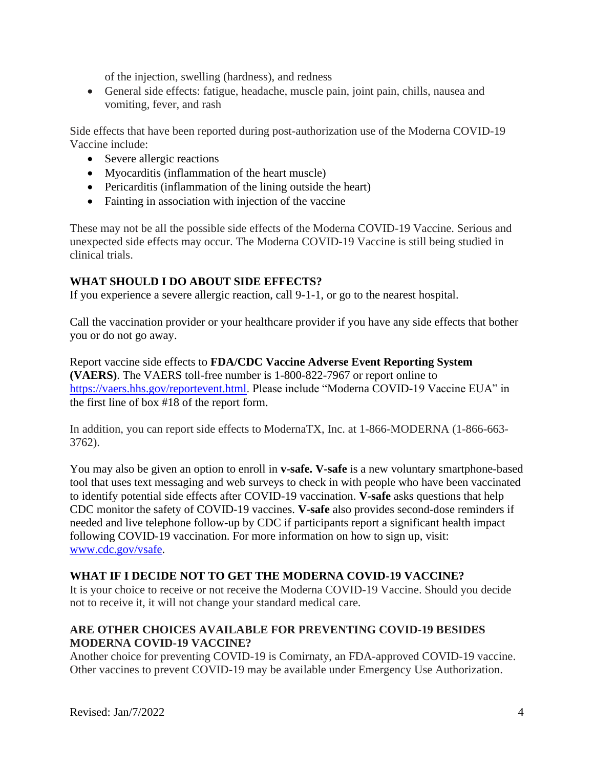of the injection, swelling (hardness), and redness

- General side effects: fatigue, headache, muscle pain, joint pain, chills, nausea and vomiting, fever, and rash

Side effects that have been reported during post-authorization use of the Moderna COVID-19 Vaccine include:

- Severe allergic reactions
- Myocarditis (inflammation of the heart muscle)
- Pericarditis (inflammation of the lining outside the heart)
- Fainting in association with injection of the vaccine

These may not be all the possible side effects of the Moderna COVID-19 Vaccine. Serious and unexpected side effects may occur. The Moderna COVID-19 Vaccine is still being studied in clinical trials.

## WHAT SHOULD I DO ABOUT SIDE EFFECTS?

If you experience a severe allergic reaction, call 9-1-1, or go to the nearest hospital.

Call the vaccination provider or your healthcare provider if you have any side effects that bother you or do not go away.

Report vaccine side effects to **FDA/CDC Vaccine Adverse Event Reporting System (VAERS)**. The VAERS toll-free number is 1-800-822-7967 or report online to https://vaers.hhs.gov/reportevent.html. Please include "Moderna COVID-19 Vaccine EUA" in the first line of box #18 of the report form.

In addition, you can report side effects to ModernaTX, Inc. at 1-866-MODERNA (1-866-663-3762).

You may also be given an option to enroll in **v-safe. V-safe** is a new voluntary smartphone-based tool that uses text messaging and web surveys to check in with people who have been vaccinated to identify potential side effects after COVID-19 vaccination. **V-safe** asks questions that help CDC monitor the safety of COVID-19 vaccines. **V-safe** also provides second-dose reminders if needed and live telephone follow-up by CDC if participants report a significant health impact following COVID-19 vaccination. For more information on how to sign up, visit: www.cdc.gov/vsafe.

## WHAT IF I DECIDE NOT TO GET THE MODERNA COVID-19 VACCINE?

It is your choice to receive or not receive the Moderna COVID-19 Vaccine. Should you decide not to receive it, it will not change your standard medical care.

## ARE OTHER CHOICES AVAILABLE FOR PREVENTING COVID-19 BESIDES MODERNA COVID-19 VACCINE?

Another choice for preventing COVID-19 is Comirnaty, an FDA-approved COVID-19 vaccine. Other vaccines to prevent COVID-19 may be available under Emergency Use Authorization.

Revised: Jan/7/2022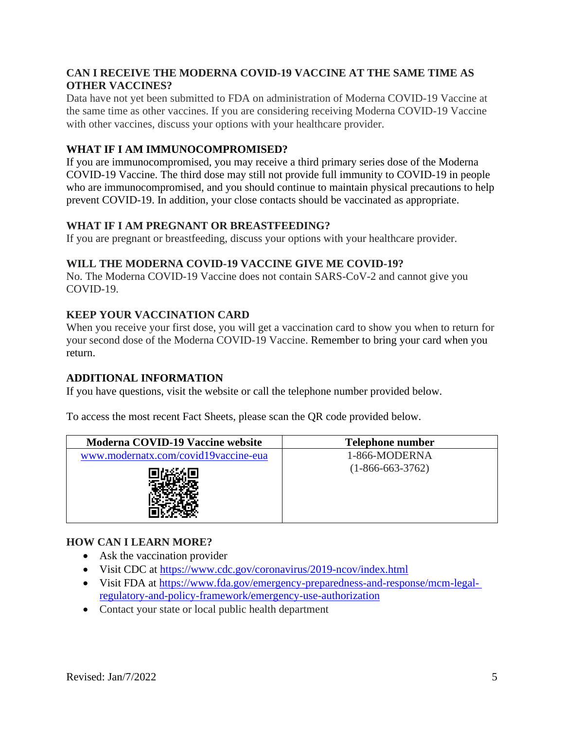### CAN I RECEIVE THE MODERNA COVID-19 VACCINE AT THE SAME TIME AS OTHER VACCINES?

Data have not yet been submitted to FDA on administration of Moderna COVID-19 Vaccine at the same time as other vaccines. If you are considering receiving Moderna COVID-19 Vaccine with other vaccines, discuss your options with your healthcare provider.

### WHAT IF I AM IMMUNOCOMPROMISED?

If you are immunocompromised, you may receive a third primary series dose of the Moderna COVID-19 Vaccine. The third dose may still not provide full immunity to COVID-19 in people who are immunocompromised, and you should continue to maintain physical precautions to help prevent COVID-19. In addition, your close contacts should be vaccinated as appropriate.

### WHAT IF I AM PREGNANT OR BREASTFEEDING?

If you are pregnant or breastfeeding, discuss your options with your healthcare provider.

### WILL THE MODERNA COVID-19 VACCINE GIVE ME COVID-19?

No. The Moderna COVID-19 Vaccine does not contain SARS-CoV-2 and cannot give you COVID-19.

### KEEP YOUR VACCINATION CARD

When you receive your first dose, you will get a vaccination card to show you when to return for your second dose of the Moderna COVID-19 Vaccine. Remember to bring your card when you return.

### ADDITIONAL INFORMATION

If you have questions, visit the website or call the telephone number provided below.

To access the most recent Fact Sheets, please scan the QR code provided below.

| Moderna COVID-19 Vaccine website | Telephone number |
| --- | --- |
| www.modernatx.com/covid19vaccine-eua | 1-866-MODERNA (1-866-663-3762) |

### HOW CAN I LEARN MORE?

- Ask the vaccination provider
- Visit CDC at https://www.cdc.gov/coronavirus/2019-ncov/index.html
- Visit FDA at https://www.fda.gov/emergency-preparedness-and-response/mcm-legal-regulatory-and-policy-framework/emergency-use-authorization
- Contact your state or local public health department

Revised: Jan/7/2022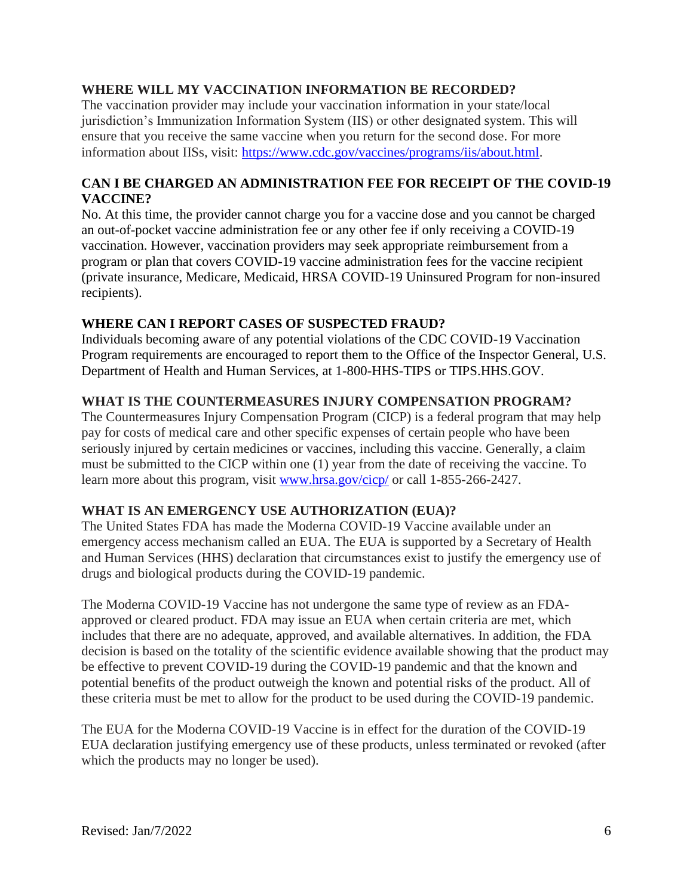## WHERE WILL MY VACCINATION INFORMATION BE RECORDED?

The vaccination provider may include your vaccination information in your state/local jurisdiction's Immunization Information System (IIS) or other designated system. This will ensure that you receive the same vaccine when you return for the second dose. For more information about IISs, visit: [https://www.cdc.gov/vaccines/programs/iis/about.html](https://www.cdc.gov/vaccines/programs/iis/about.html).

## CAN I BE CHARGED AN ADMINISTRATION FEE FOR RECEIPT OF THE COVID-19 VACCINE?

No. At this time, the provider cannot charge you for a vaccine dose and you cannot be charged an out-of-pocket vaccine administration fee or any other fee if only receiving a COVID-19 vaccination. However, vaccination providers may seek appropriate reimbursement from a program or plan that covers COVID-19 vaccine administration fees for the vaccine recipient (private insurance, Medicare, Medicaid, HRSA COVID-19 Uninsured Program for non-insured recipients).

## WHERE CAN I REPORT CASES OF SUSPECTED FRAUD?

Individuals becoming aware of any potential violations of the CDC COVID-19 Vaccination Program requirements are encouraged to report them to the Office of the Inspector General, U.S. Department of Health and Human Services, at 1-800-HHS-TIPS or TIPS.HHS.GOV.

## WHAT IS THE COUNTERMEASURES INJURY COMPENSATION PROGRAM?

The Countermeasures Injury Compensation Program (CICP) is a federal program that may help pay for costs of medical care and other specific expenses of certain people who have been seriously injured by certain medicines or vaccines, including this vaccine. Generally, a claim must be submitted to the CICP within one (1) year from the date of receiving the vaccine. To learn more about this program, visit [www.hrsa.gov/cicp/](http://www.hrsa.gov/cicp/) or call 1-855-266-2427.

## WHAT IS AN EMERGENCY USE AUTHORIZATION (EUA)?

The United States FDA has made the Moderna COVID-19 Vaccine available under an emergency access mechanism called an EUA. The EUA is supported by a Secretary of Health and Human Services (HHS) declaration that circumstances exist to justify the emergency use of drugs and biological products during the COVID-19 pandemic.

The Moderna COVID-19 Vaccine has not undergone the same type of review as an FDA-approved or cleared product. FDA may issue an EUA when certain criteria are met, which includes that there are no adequate, approved, and available alternatives. In addition, the FDA decision is based on the totality of the scientific evidence available showing that the product may be effective to prevent COVID-19 during the COVID-19 pandemic and that the known and potential benefits of the product outweigh the known and potential risks of the product. All of these criteria must be met to allow for the product to be used during the COVID-19 pandemic.

The EUA for the Moderna COVID-19 Vaccine is in effect for the duration of the COVID-19 EUA declaration justifying emergency use of these products, unless terminated or revoked (after which the products may no longer be used).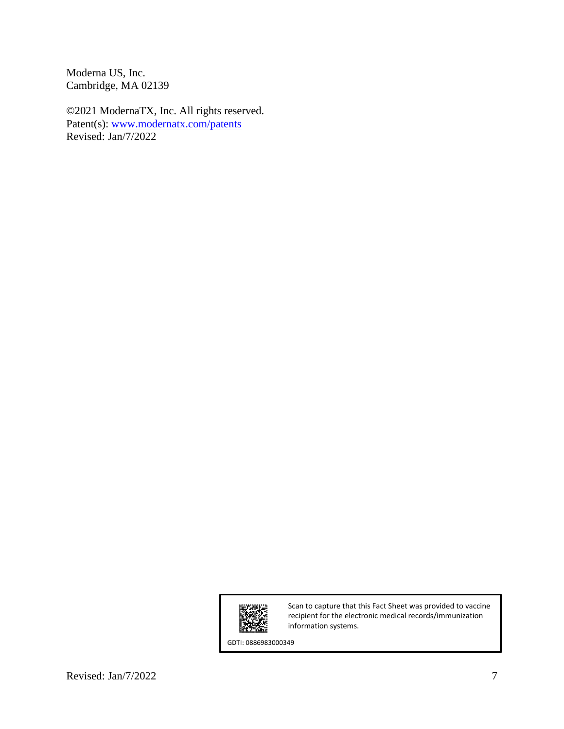Moderna US, Inc.
Cambridge, MA 02139

©2021 ModernaTX, Inc. All rights reserved.
Patent(s): [www.modernatx.com/patents](http://www.modernatx.com/patents)
Revised: Jan/7/2022

Scan to capture that this Fact Sheet was provided to vaccine recipient for the electronic medical records/immunization information systems.

GDTI: 0886983000349